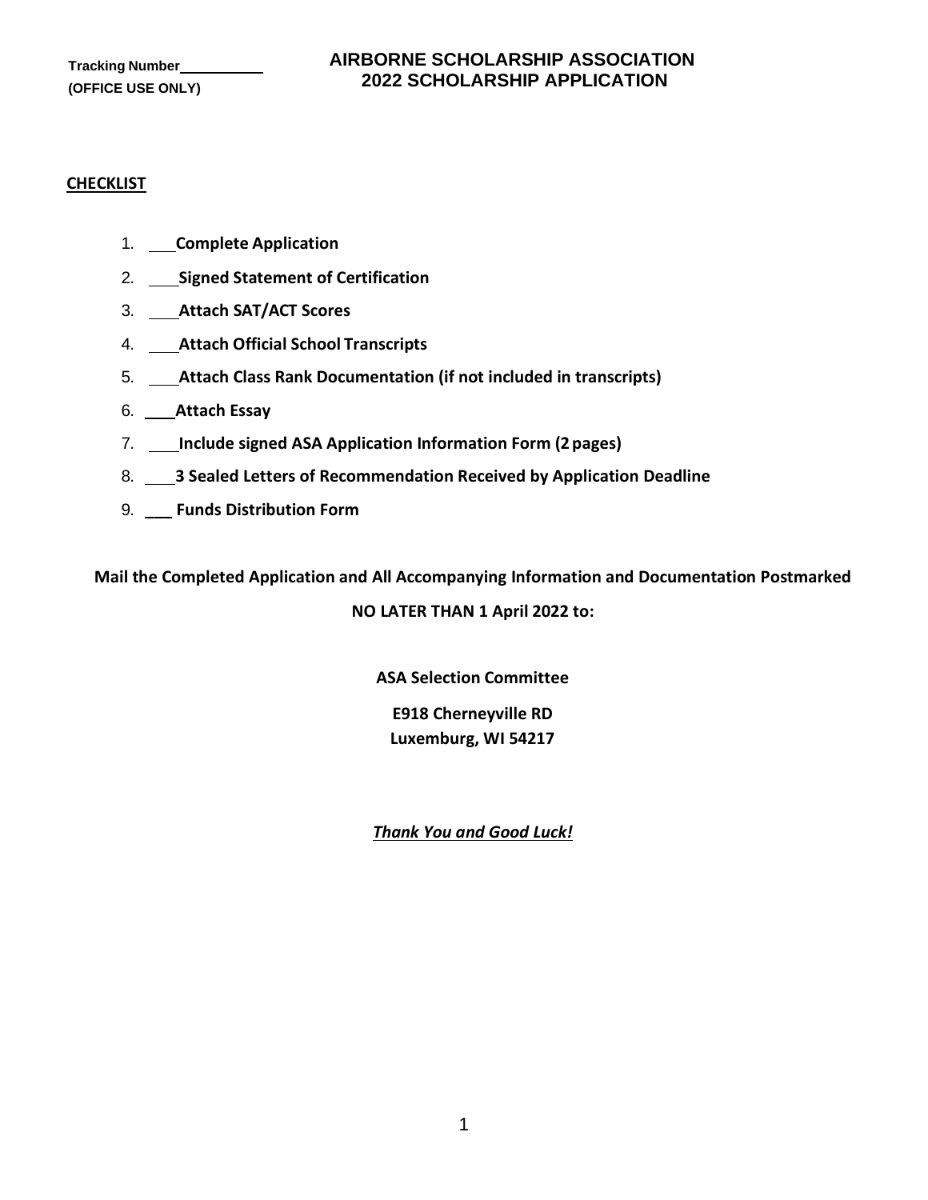Tracking Number\_\_\_\_\_\_\_\_\_\_
**(OFFICE USE ONLY)**

# AIRBORNE SCHOLARSHIP ASSOCIATION
# 2022 SCHOLARSHIP APPLICATION

**CHECKLIST**

1. \_\_\_ **Complete Application**
2. \_\_\_ **Signed Statement of Certification**
3. \_\_\_ **Attach SAT/ACT Scores**
4. \_\_\_ **Attach Official School Transcripts**
5. \_\_\_ **Attach Class Rank Documentation (if not included in transcripts)**
6. \_\_\_ **Attach Essay**
7. \_\_\_ **Include signed ASA Application Information Form (2 pages)**
8. \_\_\_ **3 Sealed Letters of Recommendation Received by Application Deadline**
9. \_\_\_ **Funds Distribution Form**

**Mail the Completed Application and All Accompanying Information and Documentation Postmarked NO LATER THAN 1 April 2022 to:**

**ASA Selection Committee**

**E918 Cherneyville RD**
**Luxemburg, WI 54217**

***Thank You and Good Luck!***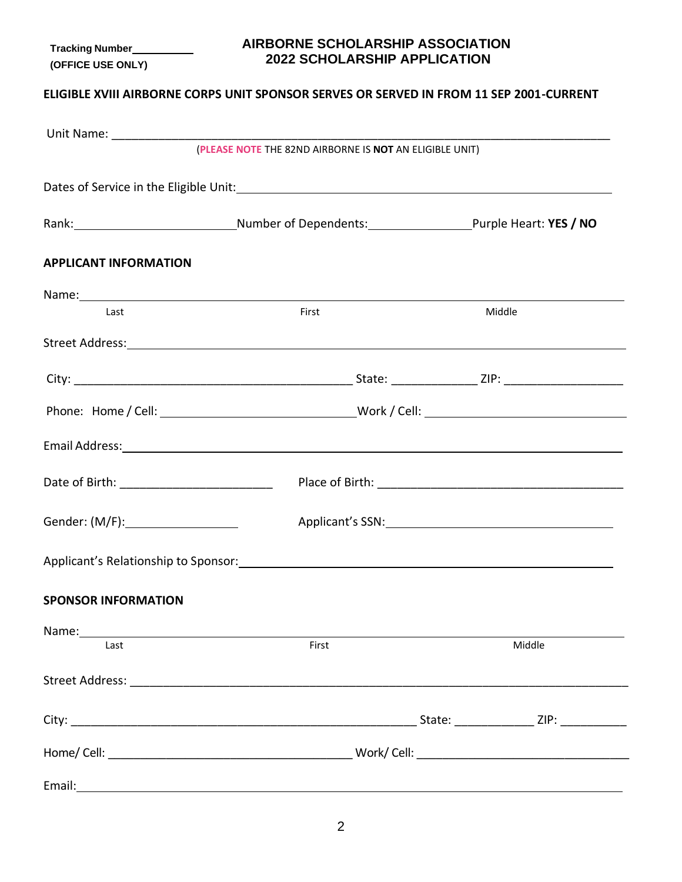**Tracking Number\_\_\_\_\_\_\_\_\_\_**
**(OFFICE USE ONLY)**

# AIRBORNE SCHOLARSHIP ASSOCIATION
# 2022 SCHOLARSHIP APPLICATION

**ELIGIBLE XVIII AIRBORNE CORPS UNIT SPONSOR SERVES OR SERVED IN FROM 11 SEP 2001-CURRENT**

Unit Name: \_\_\_\_\_\_\_\_\_\_\_\_\_\_\_\_\_\_\_\_\_\_\_\_\_\_\_\_\_\_\_\_\_\_\_\_\_\_\_\_\_\_\_\_\_\_\_\_\_\_\_\_

(**PLEASE NOTE** THE 82ND AIRBORNE IS **NOT** AN ELIGIBLE UNIT)

Dates of Service in the Eligible Unit: \_\_\_\_\_\_\_\_\_\_\_\_\_\_\_\_\_\_\_\_\_\_\_\_\_\_\_\_\_\_\_\_\_\_\_\_\_\_\_\_

Rank: \_\_\_\_\_\_\_\_\_\_\_\_\_\_\_\_\_\_ Number of Dependents: \_\_\_\_\_\_\_\_\_\_\_\_ Purple Heart: **YES / NO**

## APPLICANT INFORMATION

Name: \_\_\_\_\_\_\_\_\_\_\_\_\_\_\_\_\_\_\_\_\_\_\_\_\_\_\_\_\_\_\_\_\_\_\_\_\_\_\_\_\_\_\_\_\_\_\_\_\_\_\_\_\_\_\_\_

Last | First | Middle

Street Address: \_\_\_\_\_\_\_\_\_\_\_\_\_\_\_\_\_\_\_\_\_\_\_\_\_\_\_\_\_\_\_\_\_\_\_\_\_\_\_\_\_\_\_\_\_\_\_\_\_\_

City: \_\_\_\_\_\_\_\_\_\_\_\_\_\_\_\_\_\_\_\_\_\_\_\_\_\_\_\_\_\_ State: \_\_\_\_\_\_\_\_\_ ZIP: \_\_\_\_\_\_\_\_\_\_\_\_

Phone: Home / Cell: \_\_\_\_\_\_\_\_\_\_\_\_\_\_\_\_\_\_\_\_\_ Work / Cell: \_\_\_\_\_\_\_\_\_\_\_\_\_\_\_\_\_\_\_\_\_

Email Address: \_\_\_\_\_\_\_\_\_\_\_\_\_\_\_\_\_\_\_\_\_\_\_\_\_\_\_\_\_\_\_\_\_\_\_\_\_\_\_\_\_\_\_\_\_\_\_\_\_\_

Date of Birth: \_\_\_\_\_\_\_\_\_\_\_\_\_\_\_\_ Place of Birth: \_\_\_\_\_\_\_\_\_\_\_\_\_\_\_\_\_\_\_\_\_\_\_\_\_\_

Gender: (M/F): \_\_\_\_\_\_\_\_\_\_\_\_ Applicant's SSN: \_\_\_\_\_\_\_\_\_\_\_\_\_\_\_\_\_\_\_\_\_\_\_\_\_

Applicant's Relationship to Sponsor: \_\_\_\_\_\_\_\_\_\_\_\_\_\_\_\_\_\_\_\_\_\_\_\_\_\_\_\_\_\_\_\_\_\_\_\_\_

## SPONSOR INFORMATION

Name: \_\_\_\_\_\_\_\_\_\_\_\_\_\_\_\_\_\_\_\_\_\_\_\_\_\_\_\_\_\_\_\_\_\_\_\_\_\_\_\_\_\_\_\_\_\_\_\_\_\_\_\_\_\_\_\_

Last | First | Middle

Street Address: \_\_\_\_\_\_\_\_\_\_\_\_\_\_\_\_\_\_\_\_\_\_\_\_\_\_\_\_\_\_\_\_\_\_\_\_\_\_\_\_\_\_\_\_\_\_\_\_\_\_

City: \_\_\_\_\_\_\_\_\_\_\_\_\_\_\_\_\_\_\_\_\_\_\_\_\_\_\_\_\_\_\_\_\_\_\_\_\_\_ State: \_\_\_\_\_\_\_\_ ZIP: \_\_\_\_\_\_\_

Home/ Cell: \_\_\_\_\_\_\_\_\_\_\_\_\_\_\_\_\_\_\_\_\_\_\_\_\_\_ Work/ Cell: \_\_\_\_\_\_\_\_\_\_\_\_\_\_\_\_\_\_\_\_\_\_

Email: \_\_\_\_\_\_\_\_\_\_\_\_\_\_\_\_\_\_\_\_\_\_\_\_\_\_\_\_\_\_\_\_\_\_\_\_\_\_\_\_\_\_\_\_\_\_\_\_\_\_\_\_\_\_\_\_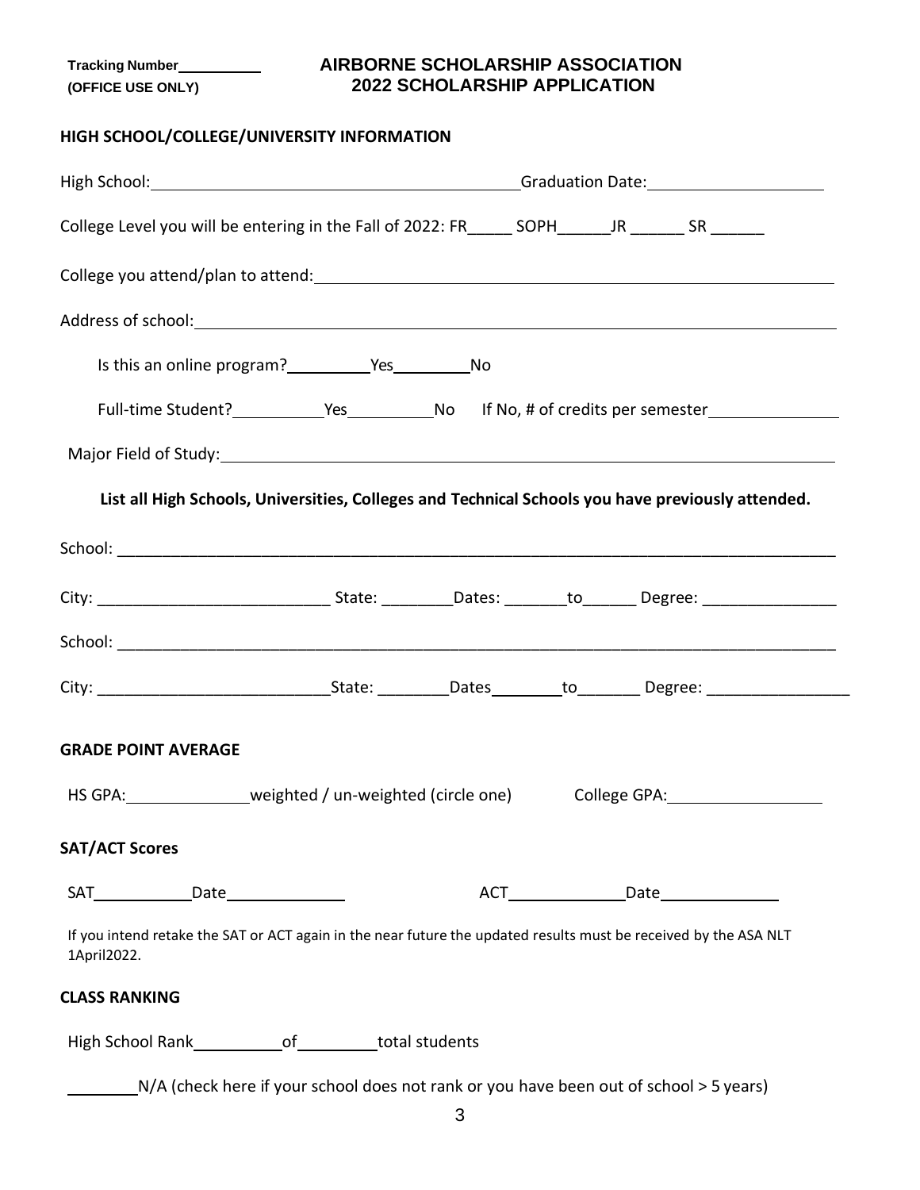Tracking Number__________
**(OFFICE USE ONLY)**

# AIRBORNE SCHOLARSHIP ASSOCIATION
# 2022 SCHOLARSHIP APPLICATION

## HIGH SCHOOL/COLLEGE/UNIVERSITY INFORMATION

High School:________________________________________ Graduation Date:____________________

College Level you will be entering in the Fall of 2022: FR_____ SOPH______JR ______ SR ______

College you attend/plan to attend:______________________________________________________

Address of school:_______________________________________________________________

Is this an online program?__________Yes_________No

Full-time Student?___________Yes__________No If No, # of credits per semester_______________

Major Field of Study:______________________________________________________________

**List all High Schools, Universities, Colleges and Technical Schools you have previously attended.**

School: _______________________________________________________________________________

City: __________________________ State: ________Dates: _______to______ Degree: _______________

School: _______________________________________________________________________________

City: __________________________State: ________Dates________to_______ Degree: ________________

## GRADE POINT AVERAGE

HS GPA:______________weighted / un-weighted (circle one) College GPA:__________________

## SAT/ACT Scores

SAT___________Date______________ ACT_____________Date______________

If you intend retake the SAT or ACT again in the near future the updated results must be received by the ASA NLT 1April2022.

## CLASS RANKING

High School Rank__________of_________total students

________N/A (check here if your school does not rank or you have been out of school > 5 years)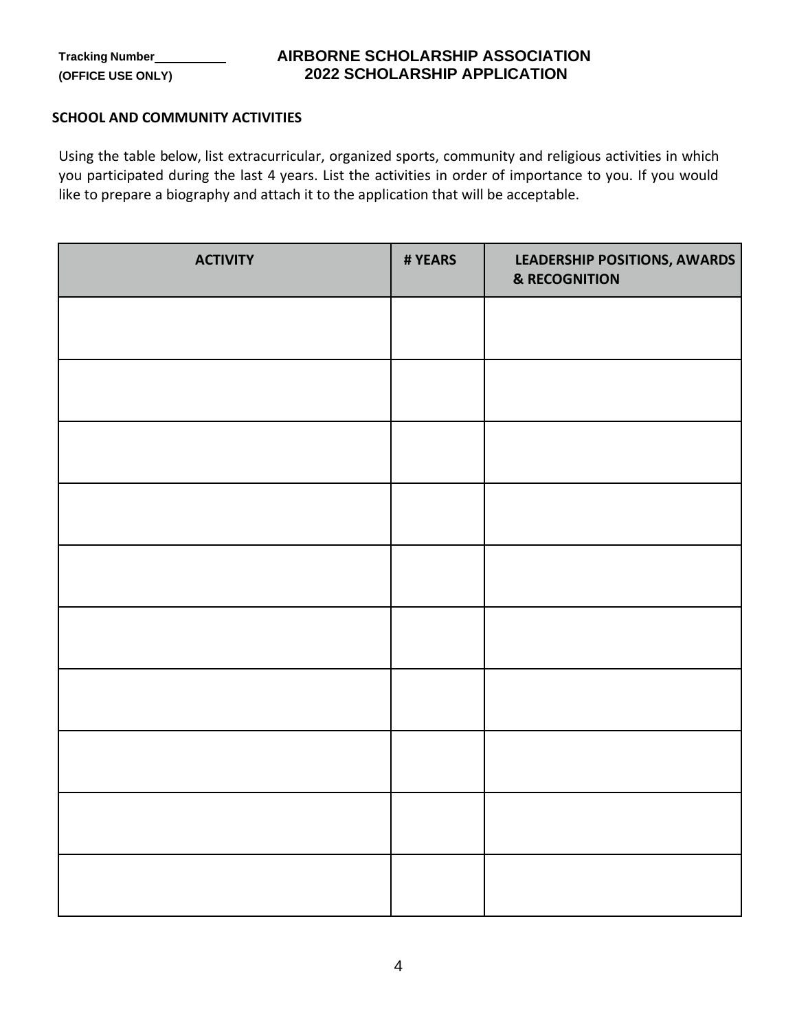Tracking Number__________
(OFFICE USE ONLY)

**AIRBORNE SCHOLARSHIP ASSOCIATION**
**2022 SCHOLARSHIP APPLICATION**

## SCHOOL AND COMMUNITY ACTIVITIES

Using the table below, list extracurricular, organized sports, community and religious activities in which you participated during the last 4 years. List the activities in order of importance to you. If you would like to prepare a biography and attach it to the application that will be acceptable.

| ACTIVITY | # YEARS | LEADERSHIP POSITIONS, AWARDS & RECOGNITION |
|---|---|---|
| | | |
| | | |
| | | |
| | | |
| | | |
| | | |
| | | |
| | | |
| | | |
| | | |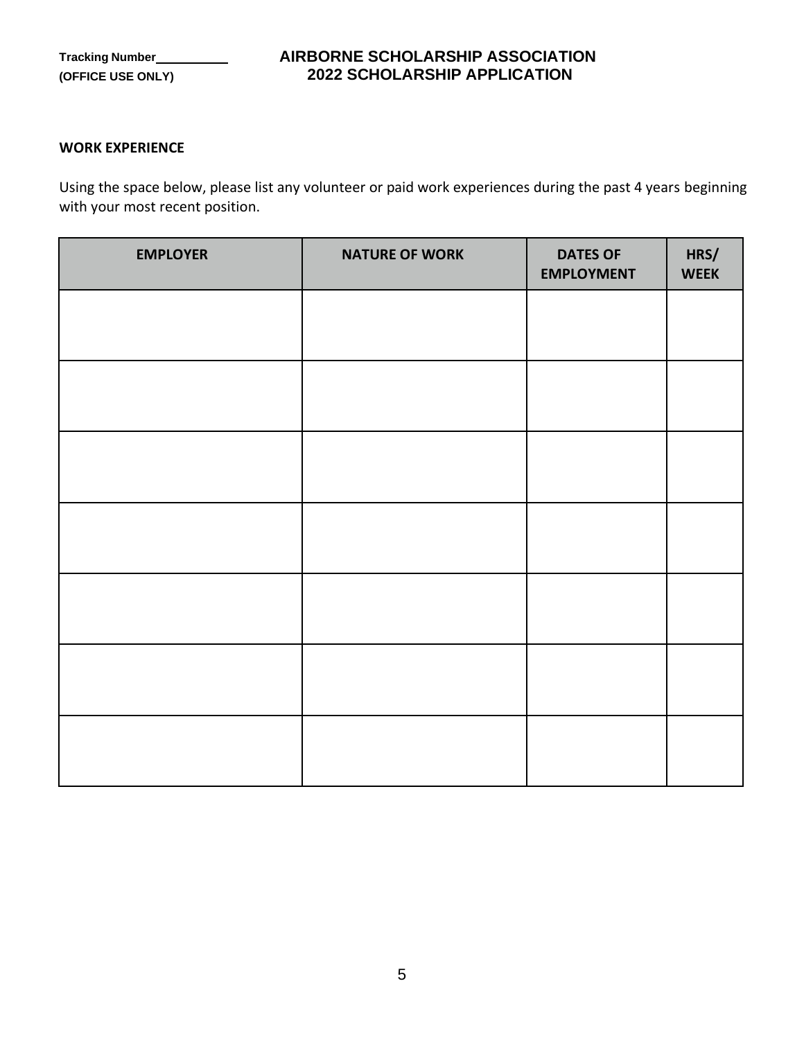Tracking Number__________
(OFFICE USE ONLY)

**AIRBORNE SCHOLARSHIP ASSOCIATION**
**2022 SCHOLARSHIP APPLICATION**

**WORK EXPERIENCE**

Using the space below, please list any volunteer or paid work experiences during the past 4 years beginning with your most recent position.

| EMPLOYER | NATURE OF WORK | DATES OF EMPLOYMENT | HRS/ WEEK |
|---|---|---|---|
| | | | |
| | | | |
| | | | |
| | | | |
| | | | |
| | | | |
| | | | |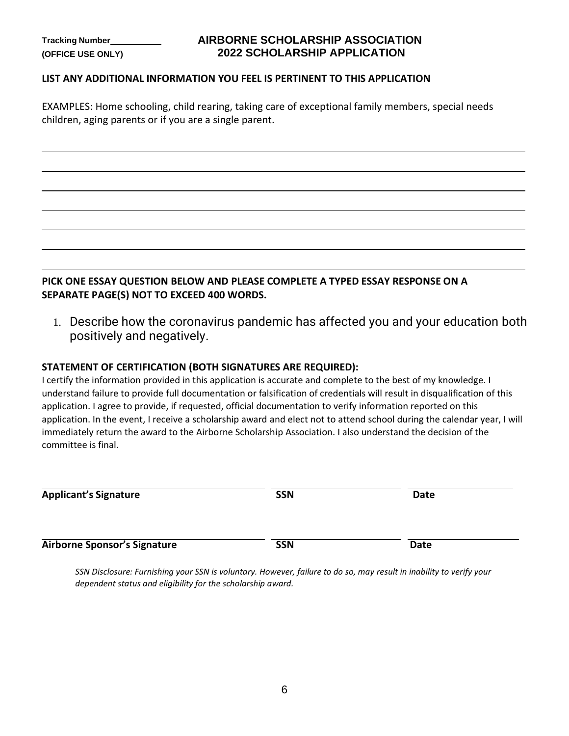Tracking Number\_\_\_\_\_\_\_\_\_\_
**(OFFICE USE ONLY)**

# AIRBORNE SCHOLARSHIP ASSOCIATION
## 2022 SCHOLARSHIP APPLICATION

**LIST ANY ADDITIONAL INFORMATION YOU FEEL IS PERTINENT TO THIS APPLICATION**

EXAMPLES: Home schooling, child rearing, taking care of exceptional family members, special needs children, aging parents or if you are a single parent.

___________________________________________________________________________

___________________________________________________________________________

___________________________________________________________________________

___________________________________________________________________________

___________________________________________________________________________

___________________________________________________________________________

___________________________________________________________________________

**PICK ONE ESSAY QUESTION BELOW AND PLEASE COMPLETE A TYPED ESSAY RESPONSE ON A SEPARATE PAGE(S) NOT TO EXCEED 400 WORDS.**

1. Describe how the coronavirus pandemic has affected you and your education both positively and negatively.

**STATEMENT OF CERTIFICATION (BOTH SIGNATURES ARE REQUIRED):**

I certify the information provided in this application is accurate and complete to the best of my knowledge. I understand failure to provide full documentation or falsification of credentials will result in disqualification of this application. I agree to provide, if requested, official documentation to verify information reported on this application. In the event, I receive a scholarship award and elect not to attend school during the calendar year, I will immediately return the award to the Airborne Scholarship Association. I also understand the decision of the committee is final.

| **Applicant's Signature** | **SSN** | **Date** |
|---|---|---|
| | | |
| **Airborne Sponsor's Signature** | **SSN** | **Date** |

*SSN Disclosure: Furnishing your SSN is voluntary. However, failure to do so, may result in inability to verify your dependent status and eligibility for the scholarship award.*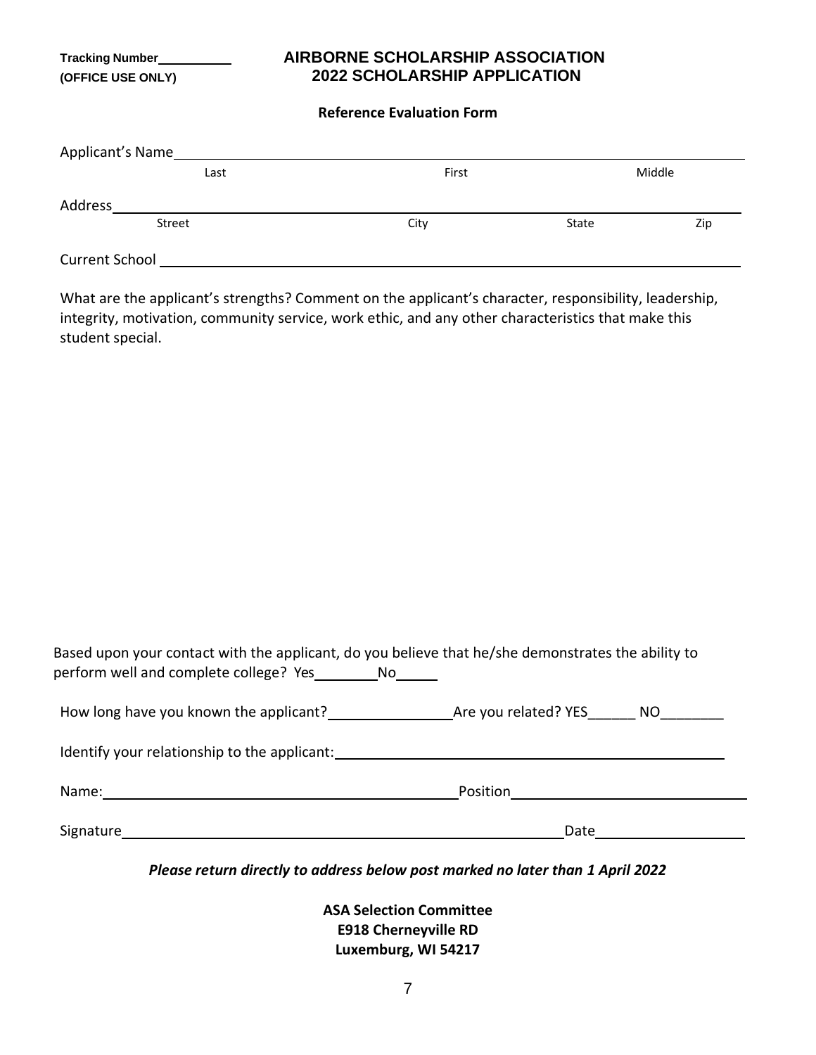Tracking Number________
**(OFFICE USE ONLY)**

# AIRBORNE SCHOLARSHIP ASSOCIATION
# 2022 SCHOLARSHIP APPLICATION

**Reference Evaluation Form**

Applicant's Name______________________________________________
Last First Middle

Address______________________________________________
Street City State Zip

Current School ______________________________________________

What are the applicant's strengths? Comment on the applicant's character, responsibility, leadership, integrity, motivation, community service, work ethic, and any other characteristics that make this student special.

Based upon your contact with the applicant, do you believe that he/she demonstrates the ability to perform well and complete college? Yes________No_____

How long have you known the applicant?________________Are you related? YES______ NO________

Identify your relationship to the applicant:______________________________________________

Name:______________________________________________Position______________________________

Signature______________________________________________Date__________________

***Please return directly to address below post marked no later than 1 April 2022***

**ASA Selection Committee**
**E918 Cherneyville RD**
**Luxemburg, WI 54217**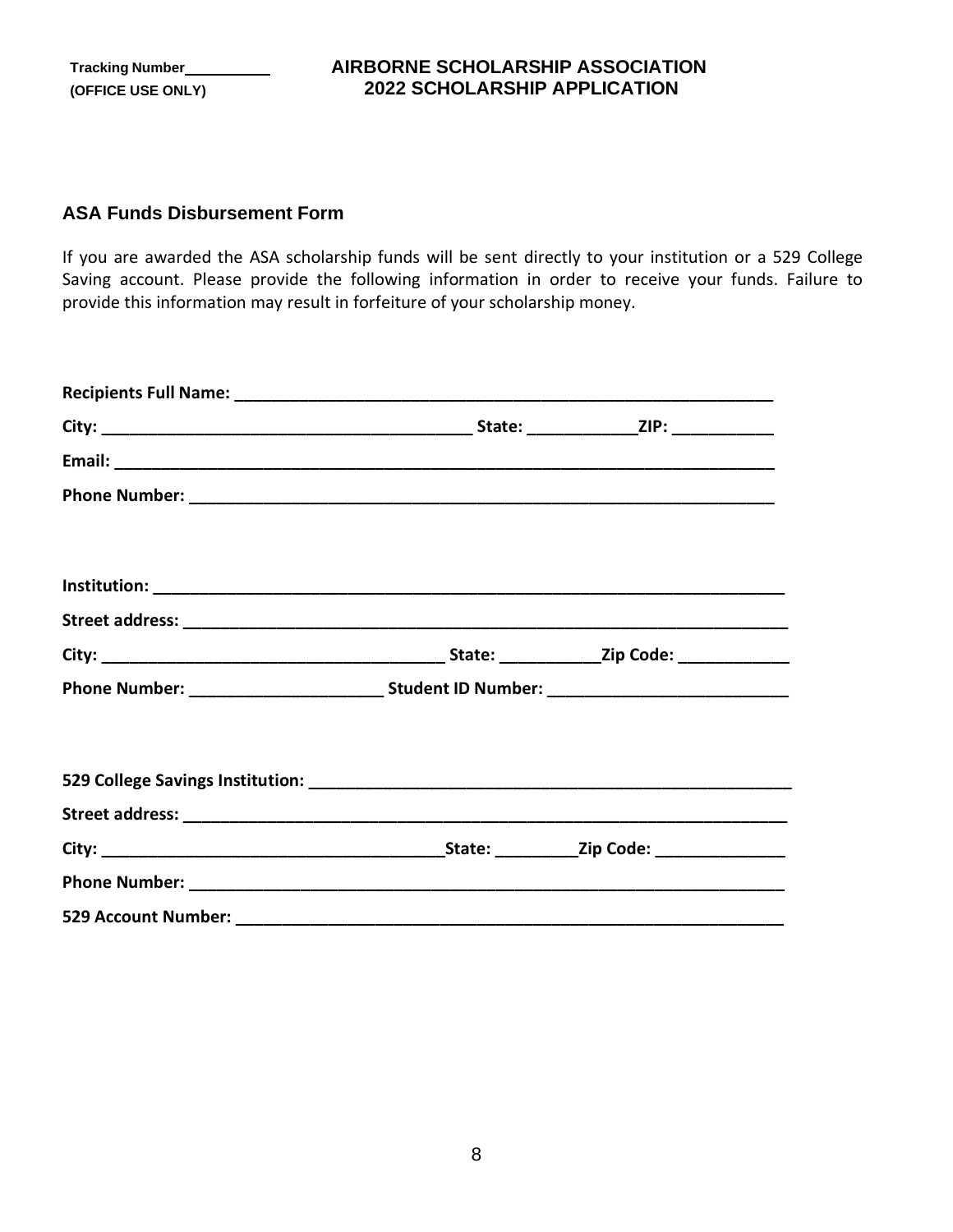Tracking Number__________
(OFFICE USE ONLY)

**AIRBORNE SCHOLARSHIP ASSOCIATION**
**2022 SCHOLARSHIP APPLICATION**

## ASA Funds Disbursement Form

If you are awarded the ASA scholarship funds will be sent directly to your institution or a 529 College Saving account. Please provide the following information in order to receive your funds. Failure to provide this information may result in forfeiture of your scholarship money.

**Recipients Full Name:** ____________________________________________________________

**City:** ________________________________________ **State:** ____________**ZIP:** ___________

**Email:** ________________________________________________________________________

**Phone Number:** _________________________________________________________________

**Institution:** ____________________________________________________________________

**Street address:** _________________________________________________________________

**City:** ____________________________________ **State:** ___________**Zip Code:** ____________

**Phone Number:** _____________________ **Student ID Number:** __________________________

**529 College Savings Institution:** ____________________________________________________

**Street address:** _________________________________________________________________

**City:** ____________________________________**State:** _________**Zip Code:** ______________

**Phone Number:** _________________________________________________________________

**529 Account Number:** ____________________________________________________________